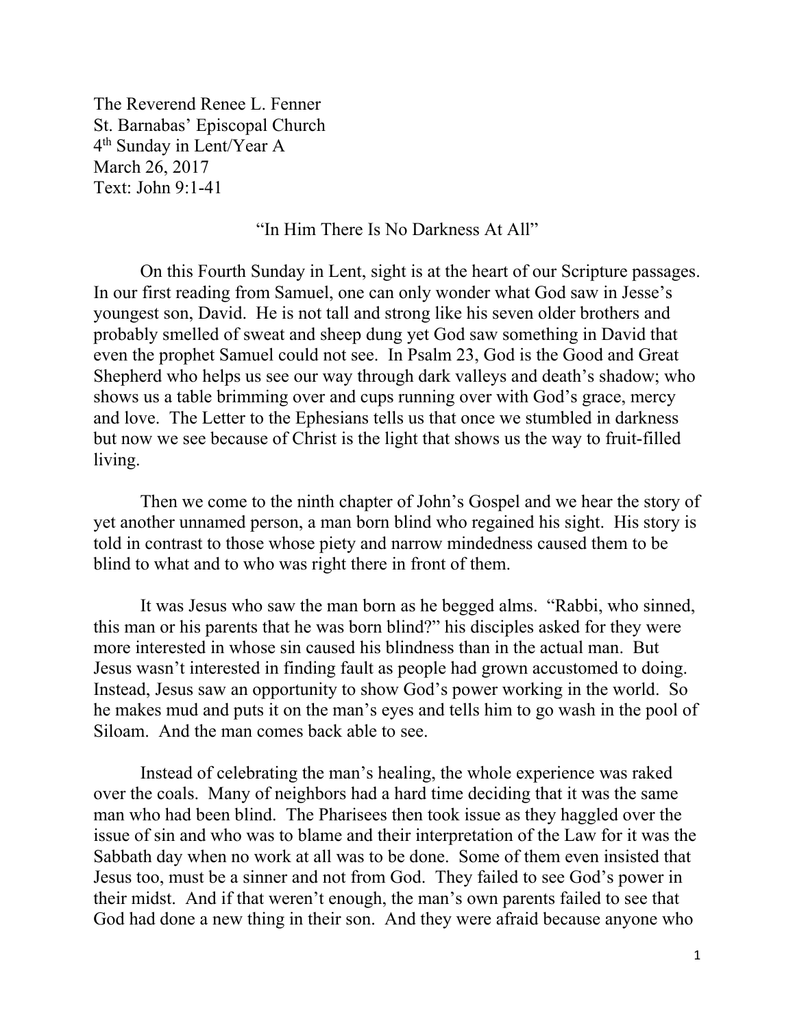The Reverend Renee L. Fenner
St. Barnabas' Episcopal Church
4th Sunday in Lent/Year A
March 26, 2017
Text: John 9:1-41

"In Him There Is No Darkness At All"

On this Fourth Sunday in Lent, sight is at the heart of our Scripture passages. In our first reading from Samuel, one can only wonder what God saw in Jesse's youngest son, David. He is not tall and strong like his seven older brothers and probably smelled of sweat and sheep dung yet God saw something in David that even the prophet Samuel could not see. In Psalm 23, God is the Good and Great Shepherd who helps us see our way through dark valleys and death's shadow; who shows us a table brimming over and cups running over with God's grace, mercy and love. The Letter to the Ephesians tells us that once we stumbled in darkness but now we see because of Christ is the light that shows us the way to fruit-filled living.

Then we come to the ninth chapter of John's Gospel and we hear the story of yet another unnamed person, a man born blind who regained his sight. His story is told in contrast to those whose piety and narrow mindedness caused them to be blind to what and to who was right there in front of them.

It was Jesus who saw the man born as he begged alms. "Rabbi, who sinned, this man or his parents that he was born blind?" his disciples asked for they were more interested in whose sin caused his blindness than in the actual man. But Jesus wasn't interested in finding fault as people had grown accustomed to doing. Instead, Jesus saw an opportunity to show God's power working in the world. So he makes mud and puts it on the man's eyes and tells him to go wash in the pool of Siloam. And the man comes back able to see.

Instead of celebrating the man's healing, the whole experience was raked over the coals. Many of neighbors had a hard time deciding that it was the same man who had been blind. The Pharisees then took issue as they haggled over the issue of sin and who was to blame and their interpretation of the Law for it was the Sabbath day when no work at all was to be done. Some of them even insisted that Jesus too, must be a sinner and not from God. They failed to see God's power in their midst. And if that weren't enough, the man's own parents failed to see that God had done a new thing in their son. And they were afraid because anyone who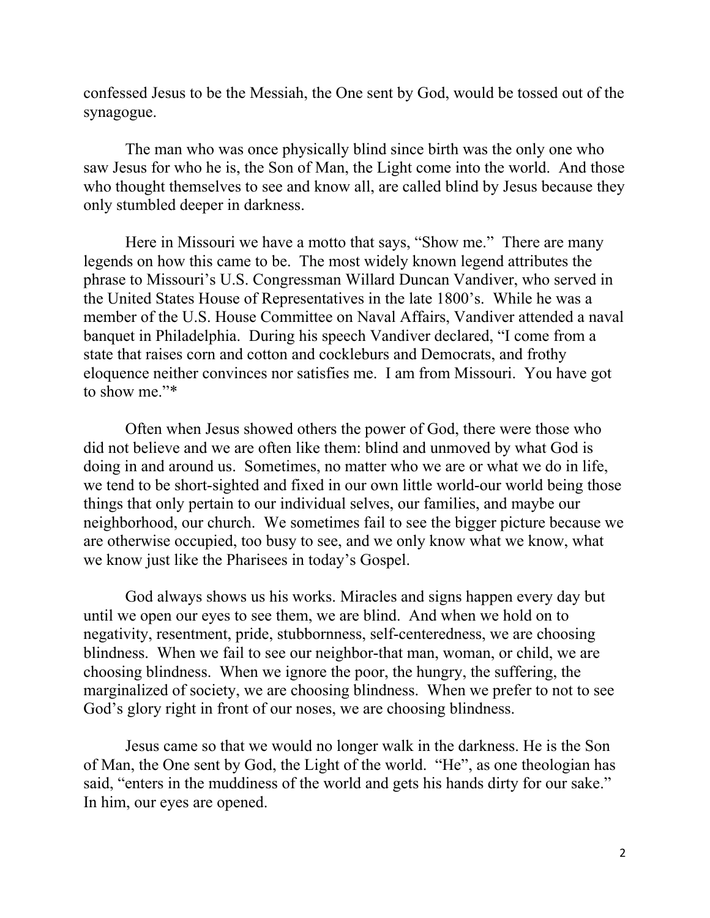confessed Jesus to be the Messiah, the One sent by God, would be tossed out of the synagogue.

The man who was once physically blind since birth was the only one who saw Jesus for who he is, the Son of Man, the Light come into the world. And those who thought themselves to see and know all, are called blind by Jesus because they only stumbled deeper in darkness.

Here in Missouri we have a motto that says, "Show me." There are many legends on how this came to be. The most widely known legend attributes the phrase to Missouri's U.S. Congressman Willard Duncan Vandiver, who served in the United States House of Representatives in the late 1800's. While he was a member of the U.S. House Committee on Naval Affairs, Vandiver attended a naval banquet in Philadelphia. During his speech Vandiver declared, "I come from a state that raises corn and cotton and cockleburs and Democrats, and frothy eloquence neither convinces nor satisfies me. I am from Missouri. You have got to show me."*

Often when Jesus showed others the power of God, there were those who did not believe and we are often like them: blind and unmoved by what God is doing in and around us. Sometimes, no matter who we are or what we do in life, we tend to be short-sighted and fixed in our own little world-our world being those things that only pertain to our individual selves, our families, and maybe our neighborhood, our church. We sometimes fail to see the bigger picture because we are otherwise occupied, too busy to see, and we only know what we know, what we know just like the Pharisees in today's Gospel.

God always shows us his works. Miracles and signs happen every day but until we open our eyes to see them, we are blind. And when we hold on to negativity, resentment, pride, stubbornness, self-centeredness, we are choosing blindness. When we fail to see our neighbor-that man, woman, or child, we are choosing blindness. When we ignore the poor, the hungry, the suffering, the marginalized of society, we are choosing blindness. When we prefer to not to see God's glory right in front of our noses, we are choosing blindness.

Jesus came so that we would no longer walk in the darkness. He is the Son of Man, the One sent by God, the Light of the world. "He", as one theologian has said, "enters in the muddiness of the world and gets his hands dirty for our sake." In him, our eyes are opened.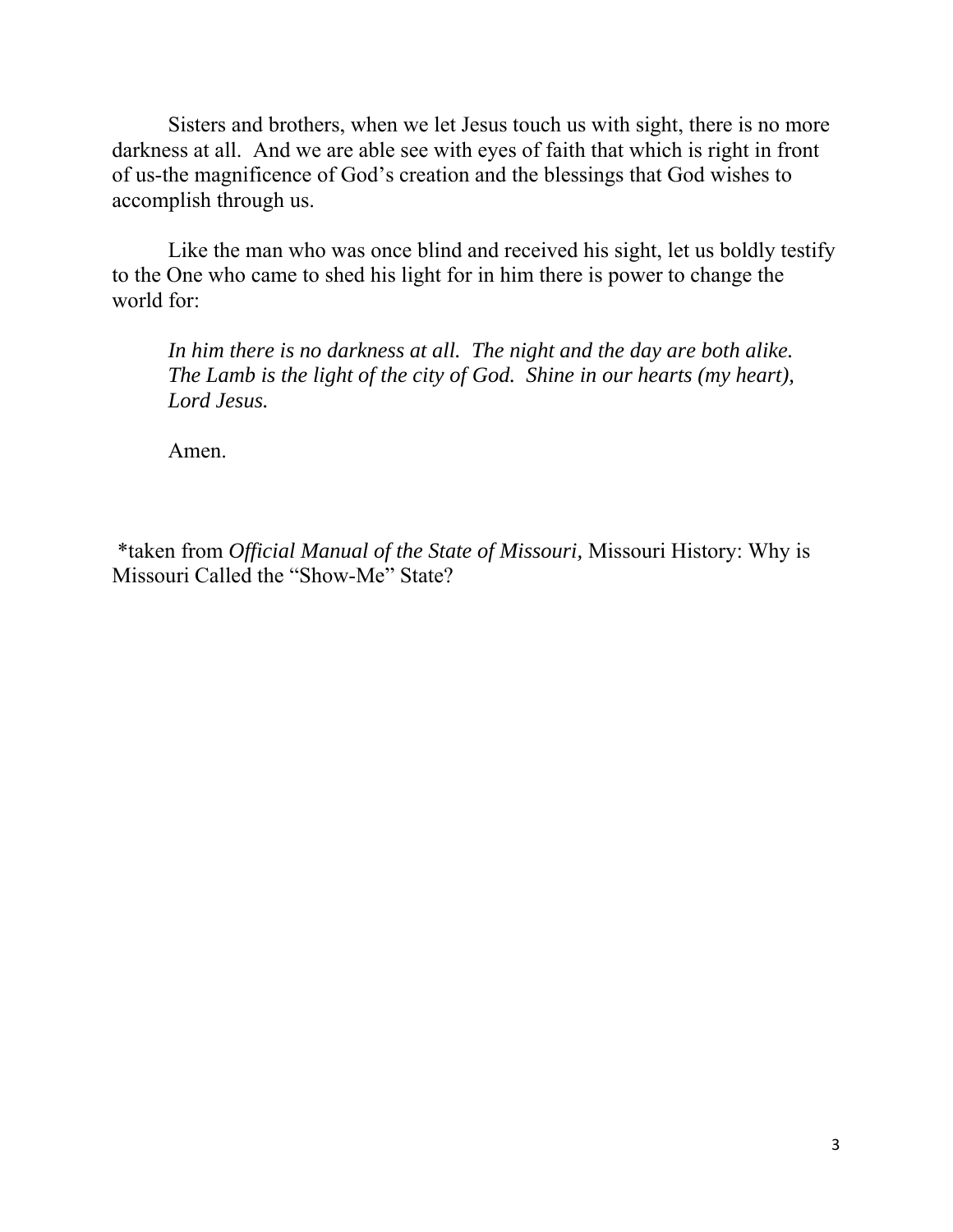Sisters and brothers, when we let Jesus touch us with sight, there is no more darkness at all. And we are able see with eyes of faith that which is right in front of us-the magnificence of God's creation and the blessings that God wishes to accomplish through us.

Like the man who was once blind and received his sight, let us boldly testify to the One who came to shed his light for in him there is power to change the world for:

> *In him there is no darkness at all. The night and the day are both alike. The Lamb is the light of the city of God. Shine in our hearts (my heart), Lord Jesus.*

Amen.

*taken from *Official Manual of the State of Missouri,* Missouri History: Why is Missouri Called the "Show-Me" State?